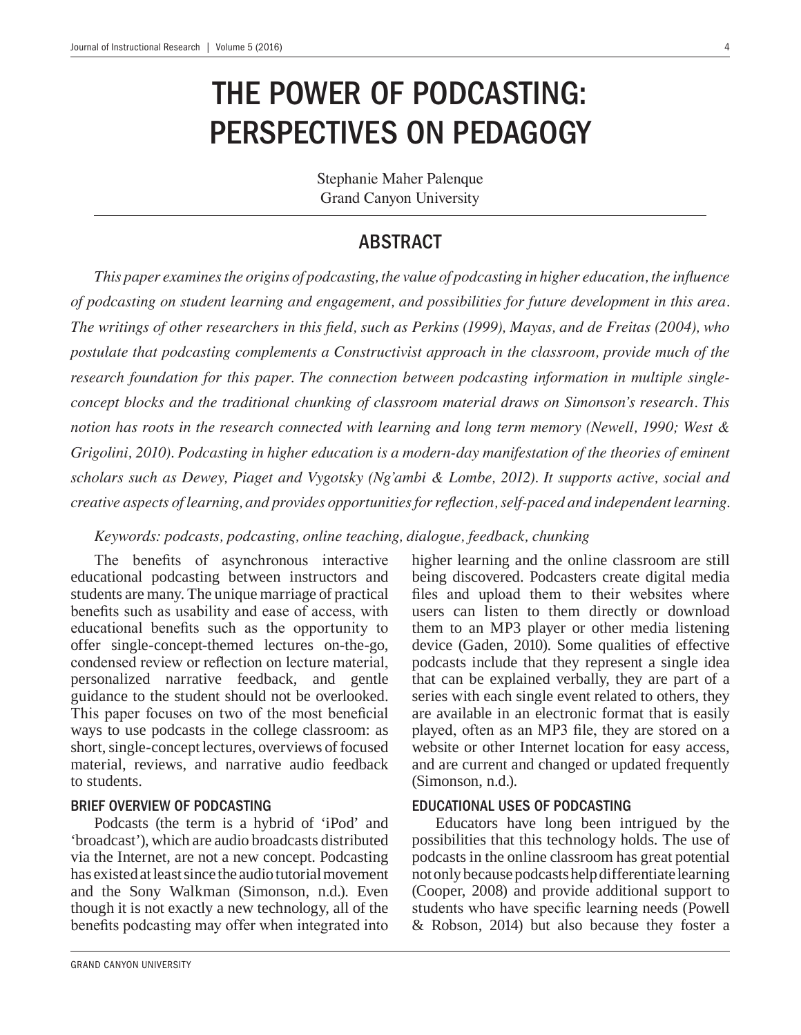# THE POWER OF PODCASTING: PERSPECTIVES ON PEDAGOGY

Stephanie Maher Palenque
Grand Canyon University

## ABSTRACT

*This paper examines the origins of podcasting, the value of podcasting in higher education, the influence of podcasting on student learning and engagement, and possibilities for future development in this area. The writings of other researchers in this field, such as Perkins (1999), Mayas, and de Freitas (2004), who postulate that podcasting complements a Constructivist approach in the classroom, provide much of the research foundation for this paper. The connection between podcasting information in multiple single-concept blocks and the traditional chunking of classroom material draws on Simonson's research. This notion has roots in the research connected with learning and long term memory (Newell, 1990; West & Grigolini, 2010). Podcasting in higher education is a modern-day manifestation of the theories of eminent scholars such as Dewey, Piaget and Vygotsky (Ng'ambi & Lombe, 2012). It supports active, social and creative aspects of learning, and provides opportunities for reflection, self-paced and independent learning.*

*Keywords: podcasts, podcasting, online teaching, dialogue, feedback, chunking*

The benefits of asynchronous interactive educational podcasting between instructors and students are many. The unique marriage of practical benefits such as usability and ease of access, with educational benefits such as the opportunity to offer single-concept-themed lectures on-the-go, condensed review or reflection on lecture material, personalized narrative feedback, and gentle guidance to the student should not be overlooked. This paper focuses on two of the most beneficial ways to use podcasts in the college classroom: as short, single-concept lectures, overviews of focused material, reviews, and narrative audio feedback to students.

### BRIEF OVERVIEW OF PODCASTING

Podcasts (the term is a hybrid of 'iPod' and 'broadcast'), which are audio broadcasts distributed via the Internet, are not a new concept. Podcasting has existed at least since the audio tutorial movement and the Sony Walkman (Simonson, n.d.). Even though it is not exactly a new technology, all of the benefits podcasting may offer when integrated into higher learning and the online classroom are still being discovered. Podcasters create digital media files and upload them to their websites where users can listen to them directly or download them to an MP3 player or other media listening device (Gaden, 2010). Some qualities of effective podcasts include that they represent a single idea that can be explained verbally, they are part of a series with each single event related to others, they are available in an electronic format that is easily played, often as an MP3 file, they are stored on a website or other Internet location for easy access, and are current and changed or updated frequently (Simonson, n.d.).

### EDUCATIONAL USES OF PODCASTING

Educators have long been intrigued by the possibilities that this technology holds. The use of podcasts in the online classroom has great potential not only because podcasts help differentiate learning (Cooper, 2008) and provide additional support to students who have specific learning needs (Powell & Robson, 2014) but also because they foster a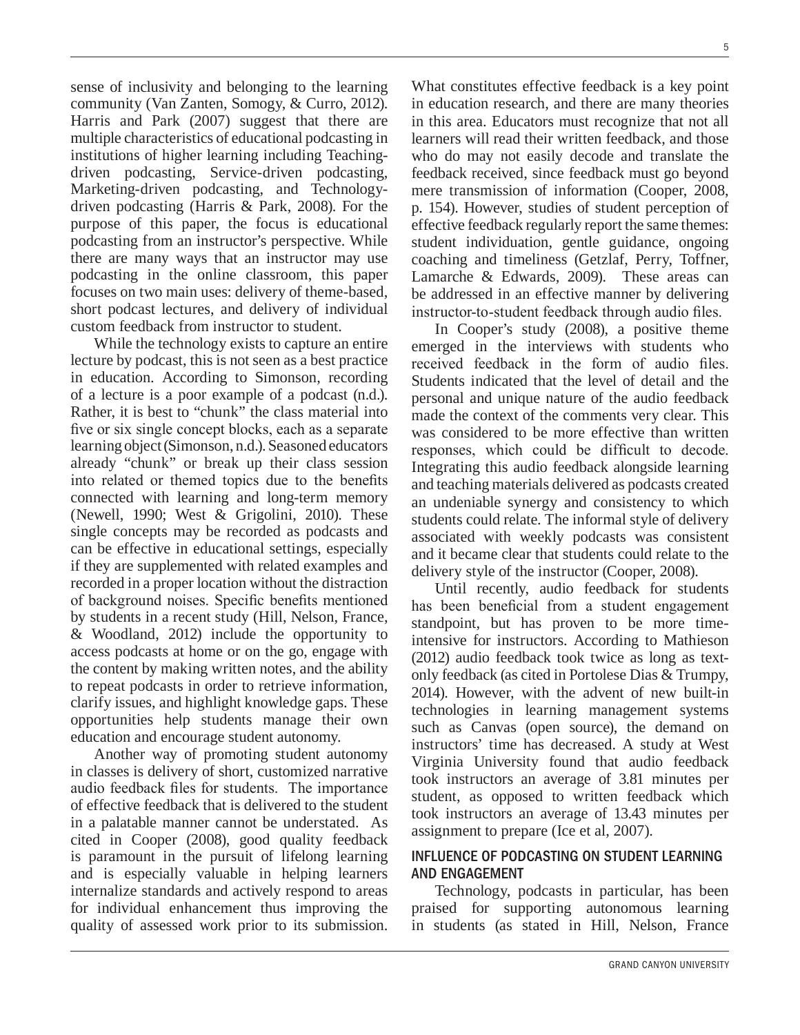sense of inclusivity and belonging to the learning community (Van Zanten, Somogy, & Curro, 2012). Harris and Park (2007) suggest that there are multiple characteristics of educational podcasting in institutions of higher learning including Teaching-driven podcasting, Service-driven podcasting, Marketing-driven podcasting, and Technology-driven podcasting (Harris & Park, 2008). For the purpose of this paper, the focus is educational podcasting from an instructor's perspective. While there are many ways that an instructor may use podcasting in the online classroom, this paper focuses on two main uses: delivery of theme-based, short podcast lectures, and delivery of individual custom feedback from instructor to student.

While the technology exists to capture an entire lecture by podcast, this is not seen as a best practice in education. According to Simonson, recording of a lecture is a poor example of a podcast (n.d.). Rather, it is best to "chunk" the class material into five or six single concept blocks, each as a separate learning object (Simonson, n.d.). Seasoned educators already "chunk" or break up their class session into related or themed topics due to the benefits connected with learning and long-term memory (Newell, 1990; West & Grigolini, 2010). These single concepts may be recorded as podcasts and can be effective in educational settings, especially if they are supplemented with related examples and recorded in a proper location without the distraction of background noises. Specific benefits mentioned by students in a recent study (Hill, Nelson, France, & Woodland, 2012) include the opportunity to access podcasts at home or on the go, engage with the content by making written notes, and the ability to repeat podcasts in order to retrieve information, clarify issues, and highlight knowledge gaps. These opportunities help students manage their own education and encourage student autonomy.

Another way of promoting student autonomy in classes is delivery of short, customized narrative audio feedback files for students. The importance of effective feedback that is delivered to the student in a palatable manner cannot be understated. As cited in Cooper (2008), good quality feedback is paramount in the pursuit of lifelong learning and is especially valuable in helping learners internalize standards and actively respond to areas for individual enhancement thus improving the quality of assessed work prior to its submission. What constitutes effective feedback is a key point in education research, and there are many theories in this area. Educators must recognize that not all learners will read their written feedback, and those who do may not easily decode and translate the feedback received, since feedback must go beyond mere transmission of information (Cooper, 2008, p. 154). However, studies of student perception of effective feedback regularly report the same themes: student individuation, gentle guidance, ongoing coaching and timeliness (Getzlaf, Perry, Toffner, Lamarche & Edwards, 2009). These areas can be addressed in an effective manner by delivering instructor-to-student feedback through audio files.

In Cooper's study (2008), a positive theme emerged in the interviews with students who received feedback in the form of audio files. Students indicated that the level of detail and the personal and unique nature of the audio feedback made the context of the comments very clear. This was considered to be more effective than written responses, which could be difficult to decode. Integrating this audio feedback alongside learning and teaching materials delivered as podcasts created an undeniable synergy and consistency to which students could relate. The informal style of delivery associated with weekly podcasts was consistent and it became clear that students could relate to the delivery style of the instructor (Cooper, 2008).

Until recently, audio feedback for students has been beneficial from a student engagement standpoint, but has proven to be more time-intensive for instructors. According to Mathieson (2012) audio feedback took twice as long as text-only feedback (as cited in Portolese Dias & Trumpy, 2014). However, with the advent of new built-in technologies in learning management systems such as Canvas (open source), the demand on instructors' time has decreased. A study at West Virginia University found that audio feedback took instructors an average of 3.81 minutes per student, as opposed to written feedback which took instructors an average of 13.43 minutes per assignment to prepare (Ice et al, 2007).

## INFLUENCE OF PODCASTING ON STUDENT LEARNING AND ENGAGEMENT

Technology, podcasts in particular, has been praised for supporting autonomous learning in students (as stated in Hill, Nelson, France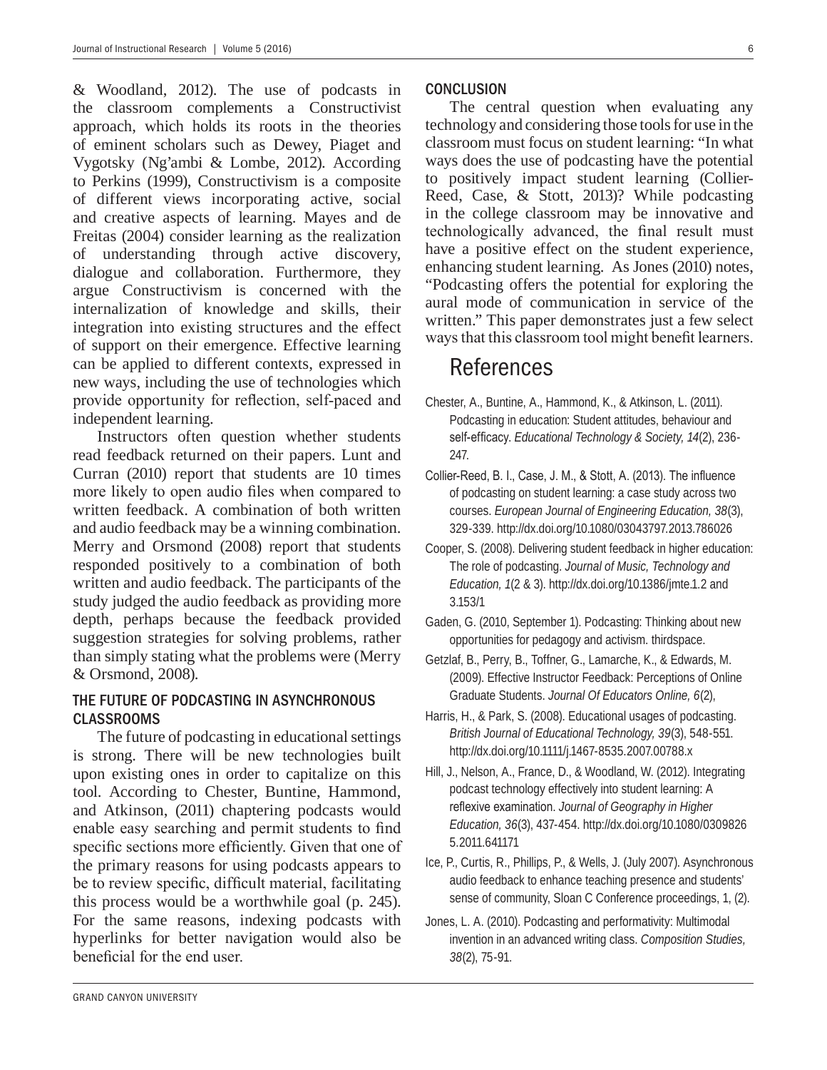& Woodland, 2012). The use of podcasts in the classroom complements a Constructivist approach, which holds its roots in the theories of eminent scholars such as Dewey, Piaget and Vygotsky (Ng'ambi & Lombe, 2012). According to Perkins (1999), Constructivism is a composite of different views incorporating active, social and creative aspects of learning. Mayes and de Freitas (2004) consider learning as the realization of understanding through active discovery, dialogue and collaboration. Furthermore, they argue Constructivism is concerned with the internalization of knowledge and skills, their integration into existing structures and the effect of support on their emergence. Effective learning can be applied to different contexts, expressed in new ways, including the use of technologies which provide opportunity for reflection, self-paced and independent learning.

Instructors often question whether students read feedback returned on their papers. Lunt and Curran (2010) report that students are 10 times more likely to open audio files when compared to written feedback. A combination of both written and audio feedback may be a winning combination. Merry and Orsmond (2008) report that students responded positively to a combination of both written and audio feedback. The participants of the study judged the audio feedback as providing more depth, perhaps because the feedback provided suggestion strategies for solving problems, rather than simply stating what the problems were (Merry & Orsmond, 2008).

### THE FUTURE OF PODCASTING IN ASYNCHRONOUS CLASSROOMS

The future of podcasting in educational settings is strong. There will be new technologies built upon existing ones in order to capitalize on this tool. According to Chester, Buntine, Hammond, and Atkinson, (2011) chaptering podcasts would enable easy searching and permit students to find specific sections more efficiently. Given that one of the primary reasons for using podcasts appears to be to review specific, difficult material, facilitating this process would be a worthwhile goal (p. 245). For the same reasons, indexing podcasts with hyperlinks for better navigation would also be beneficial for the end user.

### CONCLUSION

The central question when evaluating any technology and considering those tools for use in the classroom must focus on student learning: "In what ways does the use of podcasting have the potential to positively impact student learning (Collier-Reed, Case, & Stott, 2013)? While podcasting in the college classroom may be innovative and technologically advanced, the final result must have a positive effect on the student experience, enhancing student learning. As Jones (2010) notes, "Podcasting offers the potential for exploring the aural mode of communication in service of the written." This paper demonstrates just a few select ways that this classroom tool might benefit learners.

## References

Chester, A., Buntine, A., Hammond, K., & Atkinson, L. (2011). Podcasting in education: Student attitudes, behaviour and self-efficacy. *Educational Technology & Society, 14*(2), 236-247.

Collier-Reed, B. I., Case, J. M., & Stott, A. (2013). The influence of podcasting on student learning: a case study across two courses. *European Journal of Engineering Education, 38*(3), 329-339. http://dx.doi.org/10.1080/03043797.2013.786026

Cooper, S. (2008). Delivering student feedback in higher education: The role of podcasting. *Journal of Music, Technology and Education, 1*(2 & 3). http://dx.doi.org/10.1386/jmte.1.2 and 3.153/1

Gaden, G. (2010, September 1). Podcasting: Thinking about new opportunities for pedagogy and activism. thirdspace.

Getzlaf, B., Perry, B., Toffner, G., Lamarche, K., & Edwards, M. (2009). Effective Instructor Feedback: Perceptions of Online Graduate Students. *Journal Of Educators Online, 6*(2),

Harris, H., & Park, S. (2008). Educational usages of podcasting. *British Journal of Educational Technology, 39*(3), 548-551. http://dx.doi.org/10.1111/j.1467-8535.2007.00788.x

Hill, J., Nelson, A., France, D., & Woodland, W. (2012). Integrating podcast technology effectively into student learning: A reflexive examination. *Journal of Geography in Higher Education, 36*(3), 437-454. http://dx.doi.org/10.1080/03098265.2011.641171

Ice, P., Curtis, R., Phillips, P., & Wells, J. (July 2007). Asynchronous audio feedback to enhance teaching presence and students' sense of community, Sloan C Conference proceedings, 1, (2).

Jones, L. A. (2010). Podcasting and performativity: Multimodal invention in an advanced writing class. *Composition Studies, 38*(2), 75-91.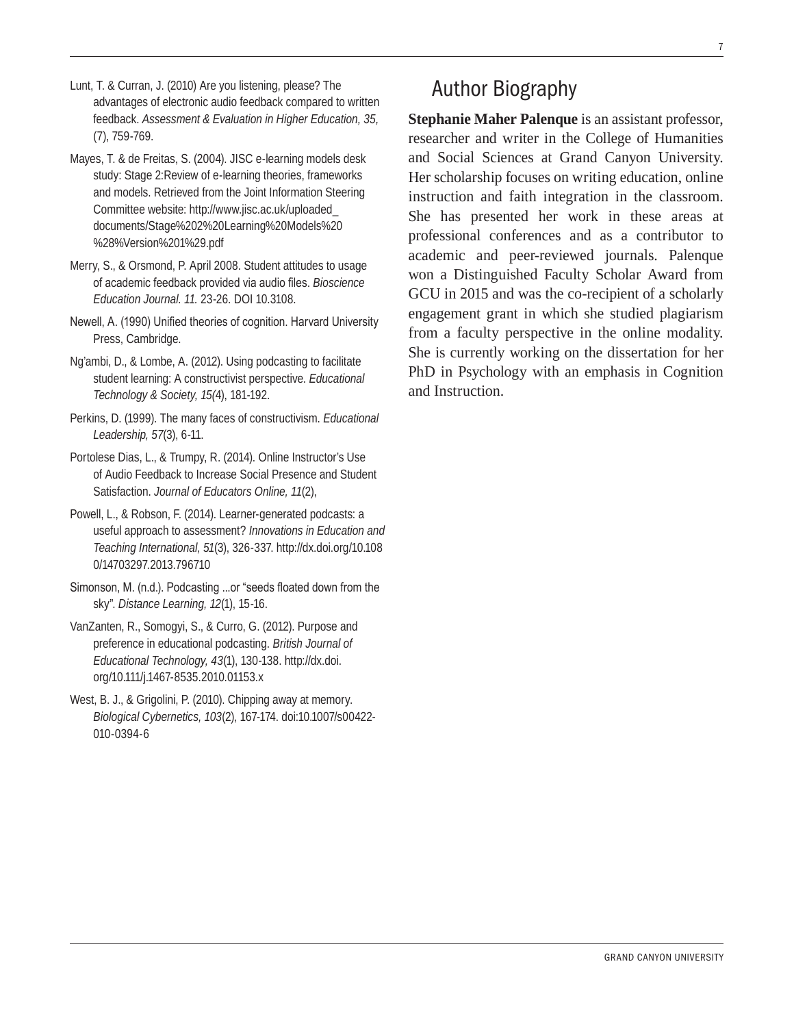Lunt, T. & Curran, J. (2010) Are you listening, please? The advantages of electronic audio feedback compared to written feedback. *Assessment & Evaluation in Higher Education, 35,* (7), 759-769.

Mayes, T. & de Freitas, S. (2004). JISC e-learning models desk study: Stage 2:Review of e-learning theories, frameworks and models. Retrieved from the Joint Information Steering Committee website: http://www.jisc.ac.uk/uploaded_documents/Stage%202%20Learning%20Models%20%28%Version%201%29.pdf

Merry, S., & Orsmond, P. April 2008. Student attitudes to usage of academic feedback provided via audio files. *Bioscience Education Journal. 11.* 23-26. DOI 10.3108.

Newell, A. (1990) Unified theories of cognition. Harvard University Press, Cambridge.

Ng'ambi, D., & Lombe, A. (2012). Using podcasting to facilitate student learning: A constructivist perspective. *Educational Technology & Society, 15(*4), 181-192.

Perkins, D. (1999). The many faces of constructivism. *Educational Leadership, 57*(3), 6-11.

Portolese Dias, L., & Trumpy, R. (2014). Online Instructor's Use of Audio Feedback to Increase Social Presence and Student Satisfaction. *Journal of Educators Online, 11*(2),

Powell, L., & Robson, F. (2014). Learner-generated podcasts: a useful approach to assessment? *Innovations in Education and Teaching International, 51*(3), 326-337. http://dx.doi.org/10.1080/14703297.2013.796710

Simonson, M. (n.d.). Podcasting ...or "seeds floated down from the sky". *Distance Learning, 12*(1), 15-16.

VanZanten, R., Somogyi, S., & Curro, G. (2012). Purpose and preference in educational podcasting. *British Journal of Educational Technology, 43*(1), 130-138. http://dx.doi.org/10.1111/j.1467-8535.2010.01153.x

West, B. J., & Grigolini, P. (2010). Chipping away at memory. *Biological Cybernetics, 103*(2), 167-174. doi:10.1007/s00422-010-0394-6

## Author Biography

**Stephanie Maher Palenque** is an assistant professor, researcher and writer in the College of Humanities and Social Sciences at Grand Canyon University. Her scholarship focuses on writing education, online instruction and faith integration in the classroom. She has presented her work in these areas at professional conferences and as a contributor to academic and peer-reviewed journals. Palenque won a Distinguished Faculty Scholar Award from GCU in 2015 and was the co-recipient of a scholarly engagement grant in which she studied plagiarism from a faculty perspective in the online modality. She is currently working on the dissertation for her PhD in Psychology with an emphasis in Cognition and Instruction.